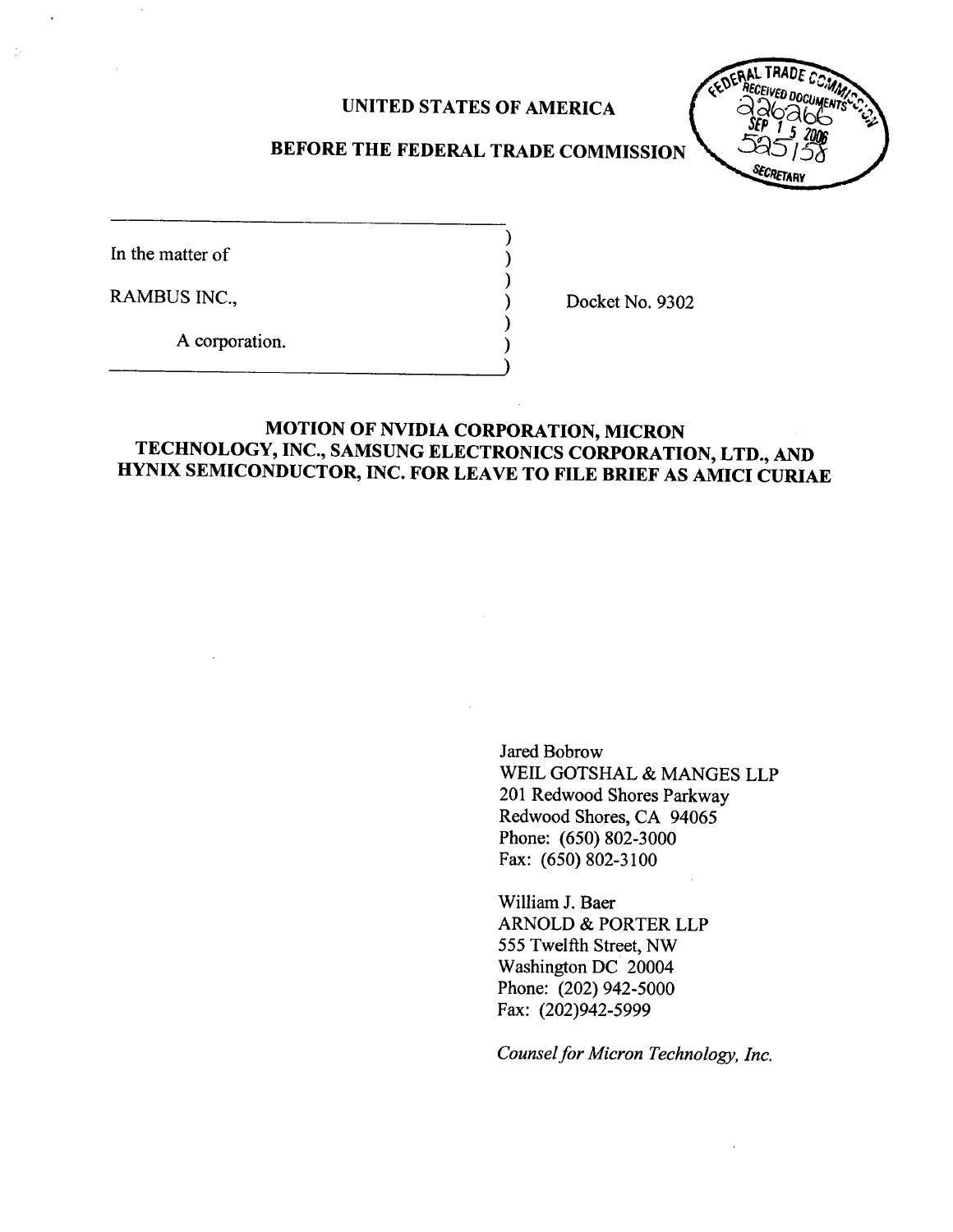UNITED STATES OF AMERICA

BEFORE THE FEDERAL TRADE COMMISSION

FEDERAL TRADE COMMISSION
RECEIVED DOCUMENTS
226266
SEP 15 2006
525158
SECRETARY

In the matter of

RAMBUS INC.,

A corporation.

Docket No. 9302

# MOTION OF NVIDIA CORPORATION, MICRON TECHNOLOGY, INC., SAMSUNG ELECTRONICS CORPORATION, LTD., AND HYNIX SEMICONDUCTOR, INC. FOR LEAVE TO FILE BRIEF AS AMICI CURIAE

Jared Bobrow
WEIL GOTSHAL & MANGES LLP
201 Redwood Shores Parkway
Redwood Shores, CA 94065
Phone: (650) 802-3000
Fax: (650) 802-3100

William J. Baer
ARNOLD & PORTER LLP
555 Twelfth Street, NW
Washington DC 20004
Phone: (202) 942-5000
Fax: (202)942-5999

*Counsel for Micron Technology, Inc.*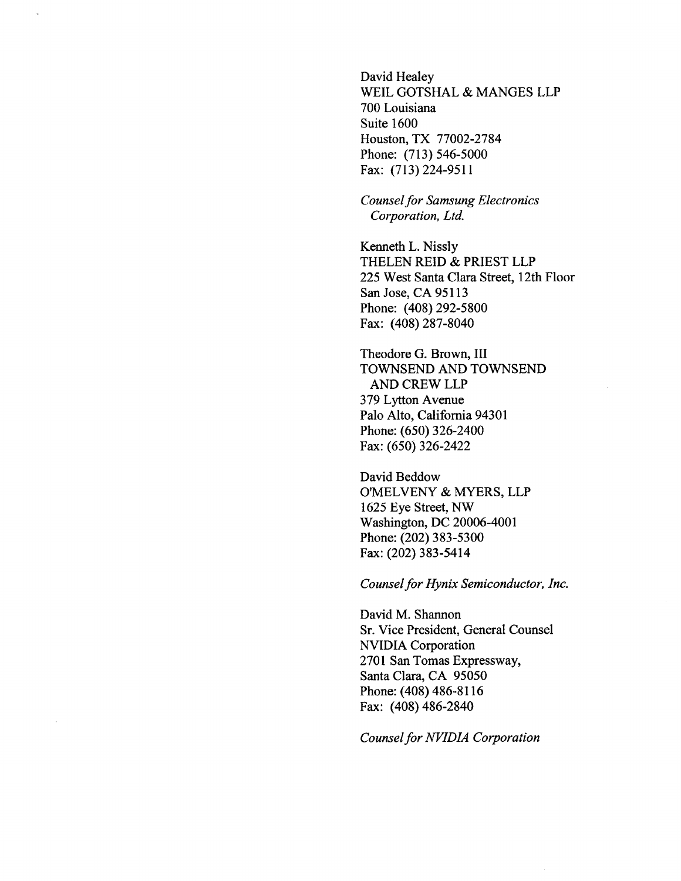David Healey
WEIL GOTSHAL & MANGES LLP
700 Louisiana
Suite 1600
Houston, TX 77002-2784
Phone: (713) 546-5000
Fax: (713) 224-9511

*Counsel for Samsung Electronics Corporation, Ltd.*

Kenneth L. Nissly
THELEN REID & PRIEST LLP
225 West Santa Clara Street, 12th Floor
San Jose, CA 95113
Phone: (408) 292-5800
Fax: (408) 287-8040

Theodore G. Brown, III
TOWNSEND AND TOWNSEND AND CREW LLP
379 Lytton Avenue
Palo Alto, California 94301
Phone: (650) 326-2400
Fax: (650) 326-2422

David Beddow
O'MELVENY & MYERS, LLP
1625 Eye Street, NW
Washington, DC 20006-4001
Phone: (202) 383-5300
Fax: (202) 383-5414

*Counsel for Hynix Semiconductor, Inc.*

David M. Shannon
Sr. Vice President, General Counsel
NVIDIA Corporation
2701 San Tomas Expressway,
Santa Clara, CA 95050
Phone: (408) 486-8116
Fax: (408) 486-2840

*Counsel for NVIDIA Corporation*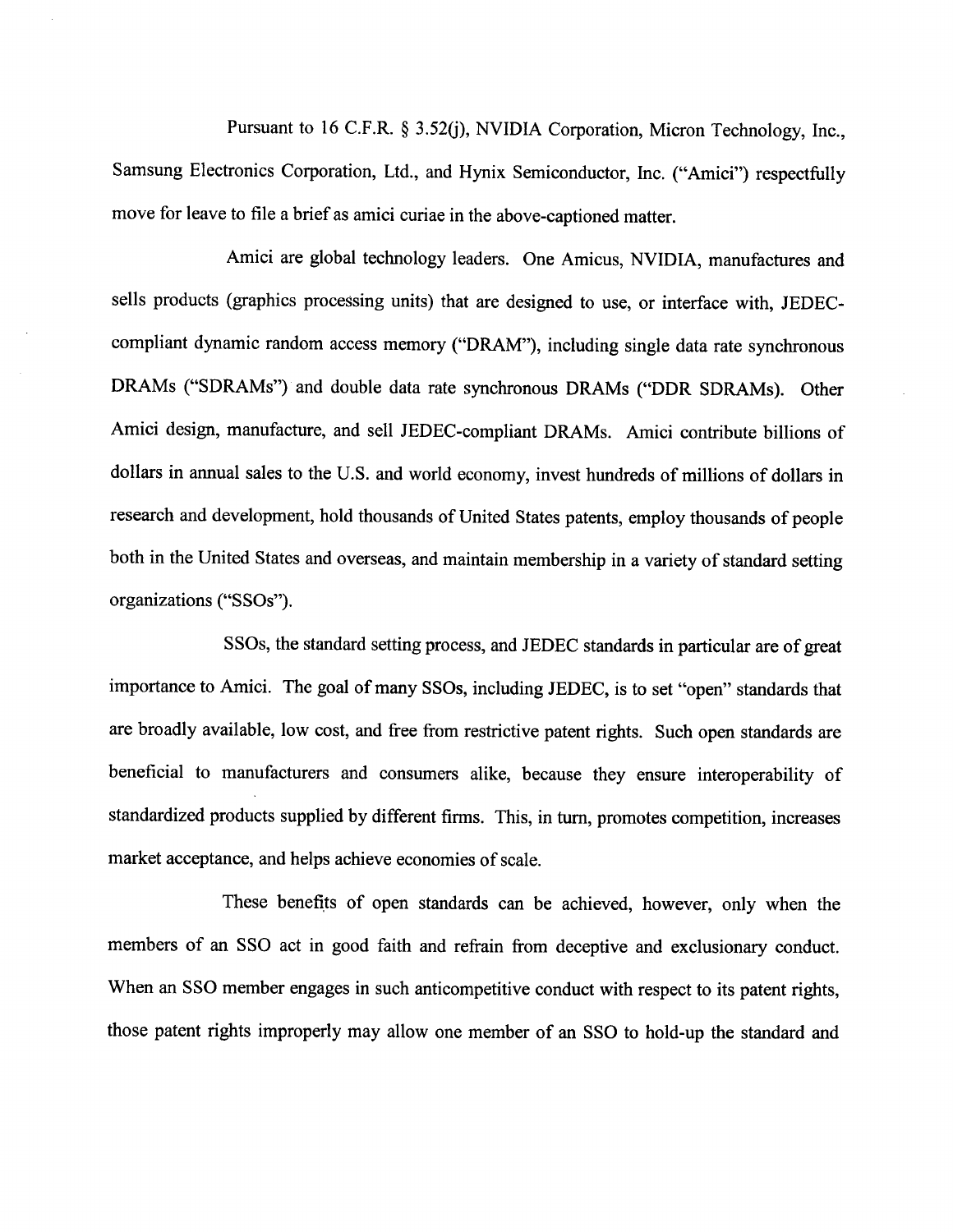Pursuant to 16 C.F.R. § 3.52(j), NVIDIA Corporation, Micron Technology, Inc., Samsung Electronics Corporation, Ltd., and Hynix Semiconductor, Inc. ("Amici") respectfully move for leave to file a brief as amici curiae in the above-captioned matter.

Amici are global technology leaders. One Amicus, NVIDIA, manufactures and sells products (graphics processing units) that are designed to use, or interface with, JEDEC-compliant dynamic random access memory ("DRAM"), including single data rate synchronous DRAMs ("SDRAMs") and double data rate synchronous DRAMs ("DDR SDRAMs). Other Amici design, manufacture, and sell JEDEC-compliant DRAMs. Amici contribute billions of dollars in annual sales to the U.S. and world economy, invest hundreds of millions of dollars in research and development, hold thousands of United States patents, employ thousands of people both in the United States and overseas, and maintain membership in a variety of standard setting organizations ("SSOs").

SSOs, the standard setting process, and JEDEC standards in particular are of great importance to Amici. The goal of many SSOs, including JEDEC, is to set "open" standards that are broadly available, low cost, and free from restrictive patent rights. Such open standards are beneficial to manufacturers and consumers alike, because they ensure interoperability of standardized products supplied by different firms. This, in turn, promotes competition, increases market acceptance, and helps achieve economies of scale.

These benefits of open standards can be achieved, however, only when the members of an SSO act in good faith and refrain from deceptive and exclusionary conduct. When an SSO member engages in such anticompetitive conduct with respect to its patent rights, those patent rights improperly may allow one member of an SSO to hold-up the standard and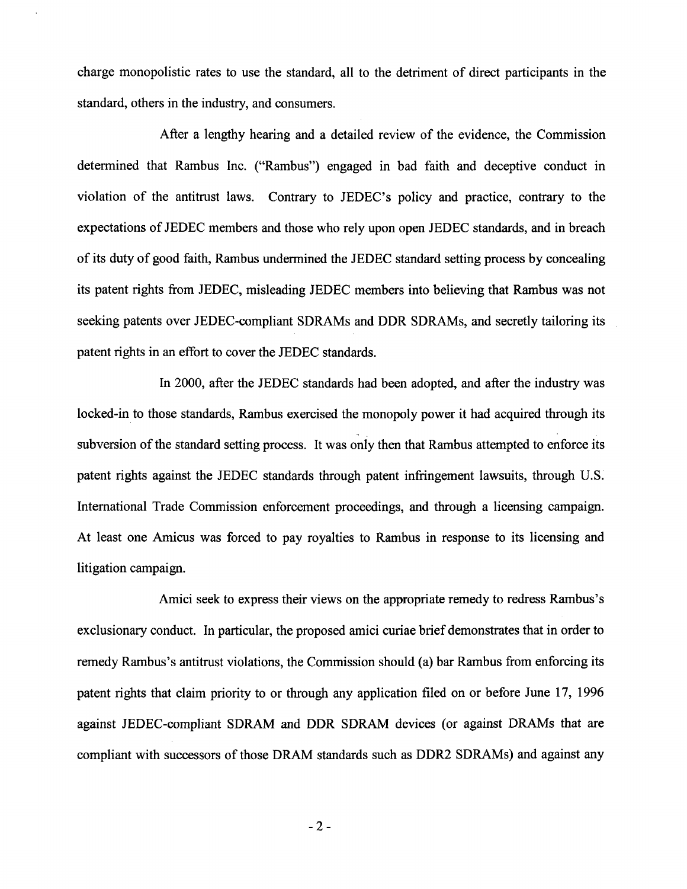charge monopolistic rates to use the standard, all to the detriment of direct participants in the standard, others in the industry, and consumers.

After a lengthy hearing and a detailed review of the evidence, the Commission determined that Rambus Inc. ("Rambus") engaged in bad faith and deceptive conduct in violation of the antitrust laws. Contrary to JEDEC's policy and practice, contrary to the expectations of JEDEC members and those who rely upon open JEDEC standards, and in breach of its duty of good faith, Rambus undermined the JEDEC standard setting process by concealing its patent rights from JEDEC, misleading JEDEC members into believing that Rambus was not seeking patents over JEDEC-compliant SDRAMs and DDR SDRAMs, and secretly tailoring its patent rights in an effort to cover the JEDEC standards.

In 2000, after the JEDEC standards had been adopted, and after the industry was locked-in to those standards, Rambus exercised the monopoly power it had acquired through its subversion of the standard setting process. It was only then that Rambus attempted to enforce its patent rights against the JEDEC standards through patent infringement lawsuits, through U.S. International Trade Commission enforcement proceedings, and through a licensing campaign. At least one Amicus was forced to pay royalties to Rambus in response to its licensing and litigation campaign.

Amici seek to express their views on the appropriate remedy to redress Rambus's exclusionary conduct. In particular, the proposed amici curiae brief demonstrates that in order to remedy Rambus's antitrust violations, the Commission should (a) bar Rambus from enforcing its patent rights that claim priority to or through any application filed on or before June 17, 1996 against JEDEC-compliant SDRAM and DDR SDRAM devices (or against DRAMs that are compliant with successors of those DRAM standards such as DDR2 SDRAMs) and against any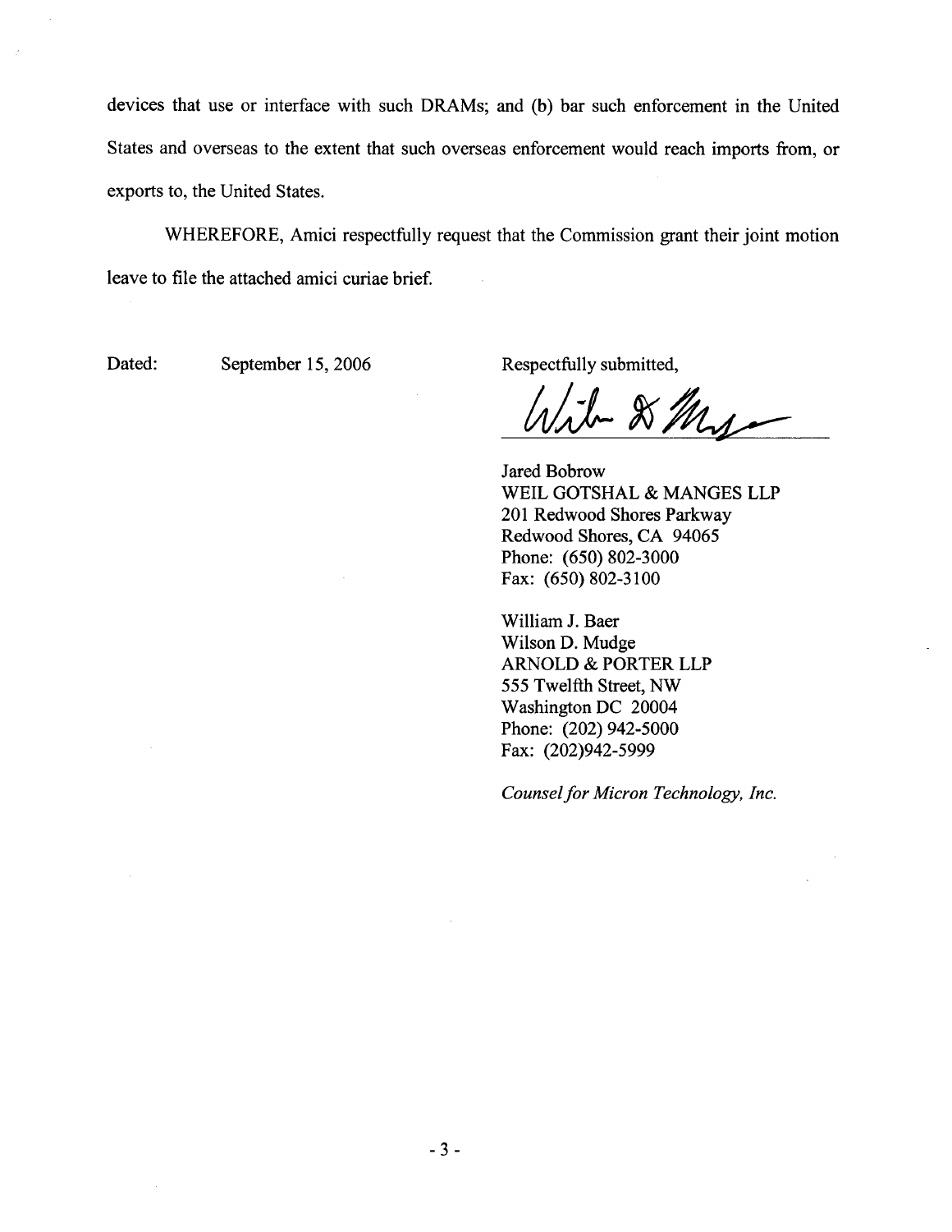devices that use or interface with such DRAMs; and (b) bar such enforcement in the United States and overseas to the extent that such overseas enforcement would reach imports from, or exports to, the United States.

WHEREFORE, Amici respectfully request that the Commission grant their joint motion leave to file the attached amici curiae brief.

Dated: September 15, 2006

Respectfully submitted,

Jared Bobrow
WEIL GOTSHAL & MANGES LLP
201 Redwood Shores Parkway
Redwood Shores, CA 94065
Phone: (650) 802-3000
Fax: (650) 802-3100

William J. Baer
Wilson D. Mudge
ARNOLD & PORTER LLP
555 Twelfth Street, NW
Washington DC 20004
Phone: (202) 942-5000
Fax: (202)942-5999

*Counsel for Micron Technology, Inc.*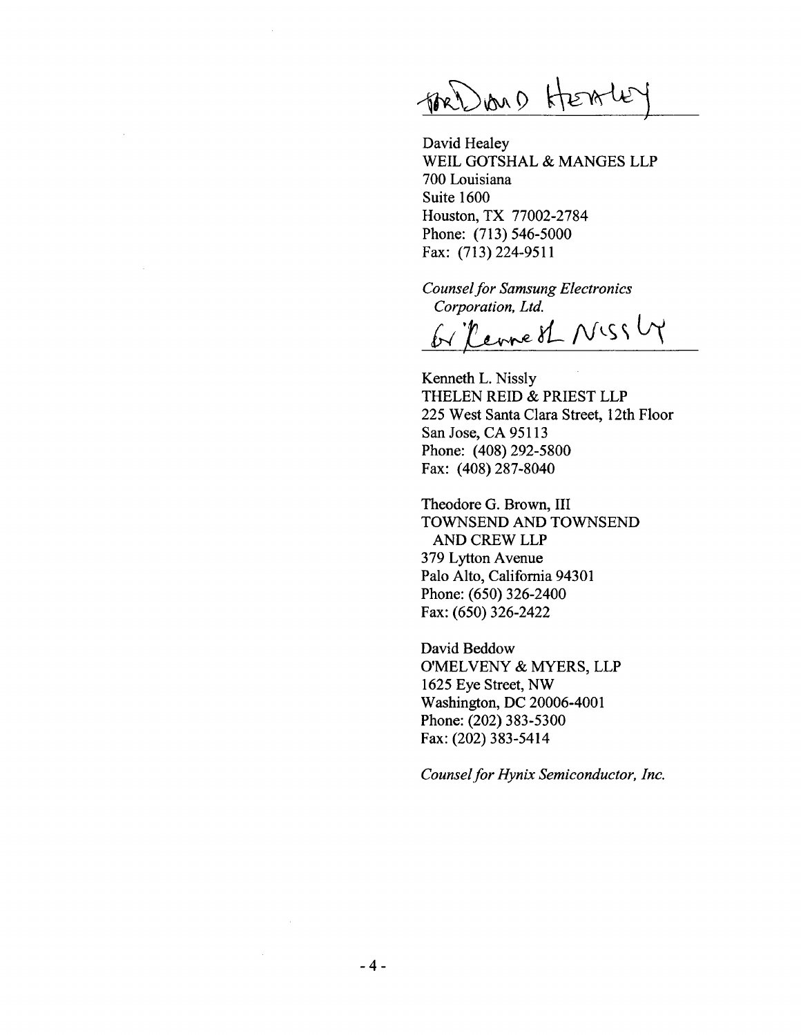David Healey
WEIL GOTSHAL & MANGES LLP
700 Louisiana
Suite 1600
Houston, TX 77002-2784
Phone: (713) 546-5000
Fax: (713) 224-9511

*Counsel for Samsung Electronics Corporation, Ltd.*

Kenneth L. Nissly
THELEN REID & PRIEST LLP
225 West Santa Clara Street, 12th Floor
San Jose, CA 95113
Phone: (408) 292-5800
Fax: (408) 287-8040

Theodore G. Brown, III
TOWNSEND AND TOWNSEND AND CREW LLP
379 Lytton Avenue
Palo Alto, California 94301
Phone: (650) 326-2400
Fax: (650) 326-2422

David Beddow
O'MELVENY & MYERS, LLP
1625 Eye Street, NW
Washington, DC 20006-4001
Phone: (202) 383-5300
Fax: (202) 383-5414

*Counsel for Hynix Semiconductor, Inc.*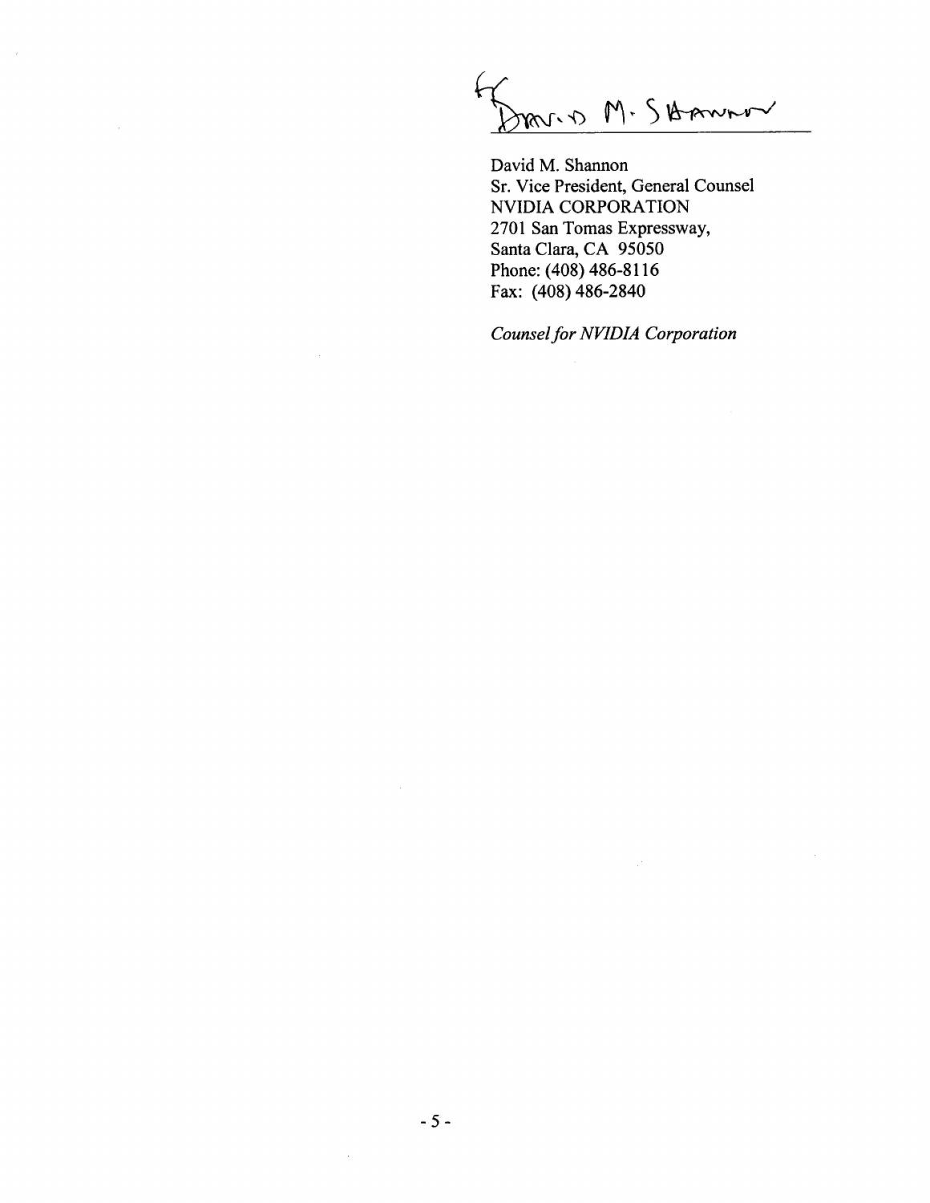David M. Shannon
Sr. Vice President, General Counsel
NVIDIA CORPORATION
2701 San Tomas Expressway,
Santa Clara, CA 95050
Phone: (408) 486-8116
Fax: (408) 486-2840

*Counsel for NVIDIA Corporation*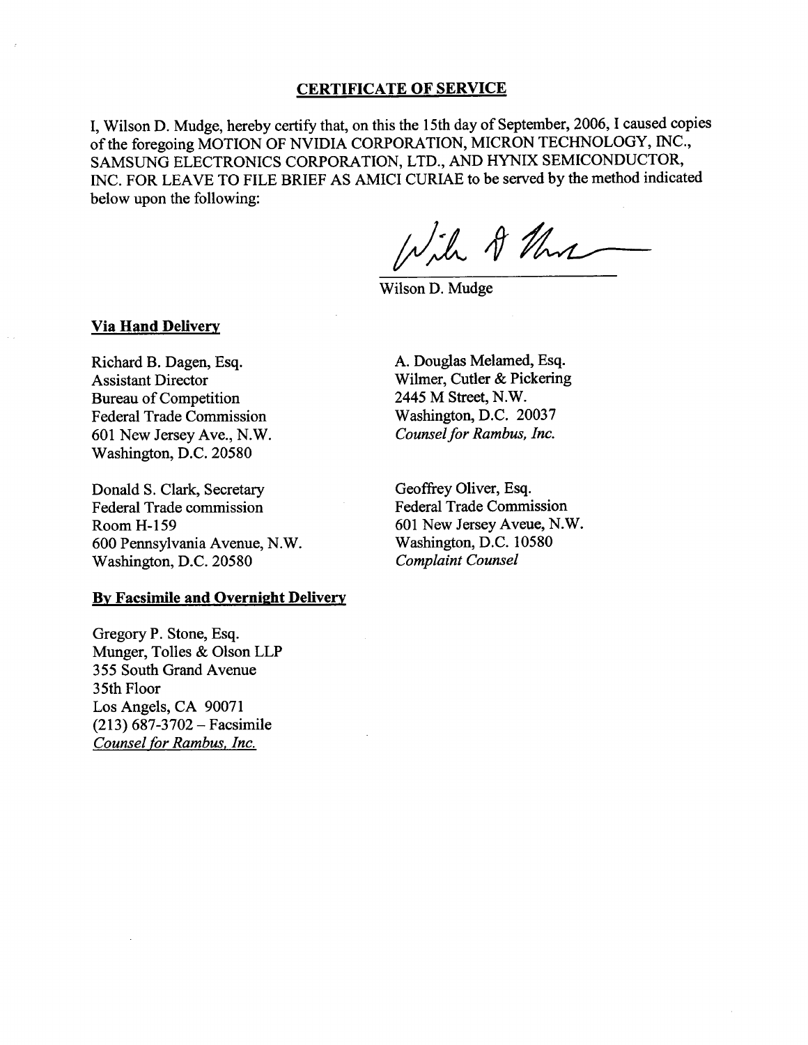## CERTIFICATE OF SERVICE

I, Wilson D. Mudge, hereby certify that, on this the 15th day of September, 2006, I caused copies of the foregoing MOTION OF NVIDIA CORPORATION, MICRON TECHNOLOGY, INC., SAMSUNG ELECTRONICS CORPORATION, LTD., AND HYNIX SEMICONDUCTOR, INC. FOR LEAVE TO FILE BRIEF AS AMICI CURIAE to be served by the method indicated below upon the following:

Wilson D. Mudge

**Via Hand Delivery**

Richard B. Dagen, Esq.
Assistant Director
Bureau of Competition
Federal Trade Commission
601 New Jersey Ave., N.W.
Washington, D.C. 20580

A. Douglas Melamed, Esq.
Wilmer, Cutler & Pickering
2445 M Street, N.W.
Washington, D.C. 20037
*Counsel for Rambus, Inc.*

Donald S. Clark, Secretary
Federal Trade commission
Room H-159
600 Pennsylvania Avenue, N.W.
Washington, D.C. 20580

Geoffrey Oliver, Esq.
Federal Trade Commission
601 New Jersey Aveue, N.W.
Washington, D.C. 10580
*Complaint Counsel*

**By Facsimile and Overnight Delivery**

Gregory P. Stone, Esq.
Munger, Tolles & Olson LLP
355 South Grand Avenue
35th Floor
Los Angels, CA 90071
(213) 687-3702 – Facsimile
*Counsel for Rambus, Inc.*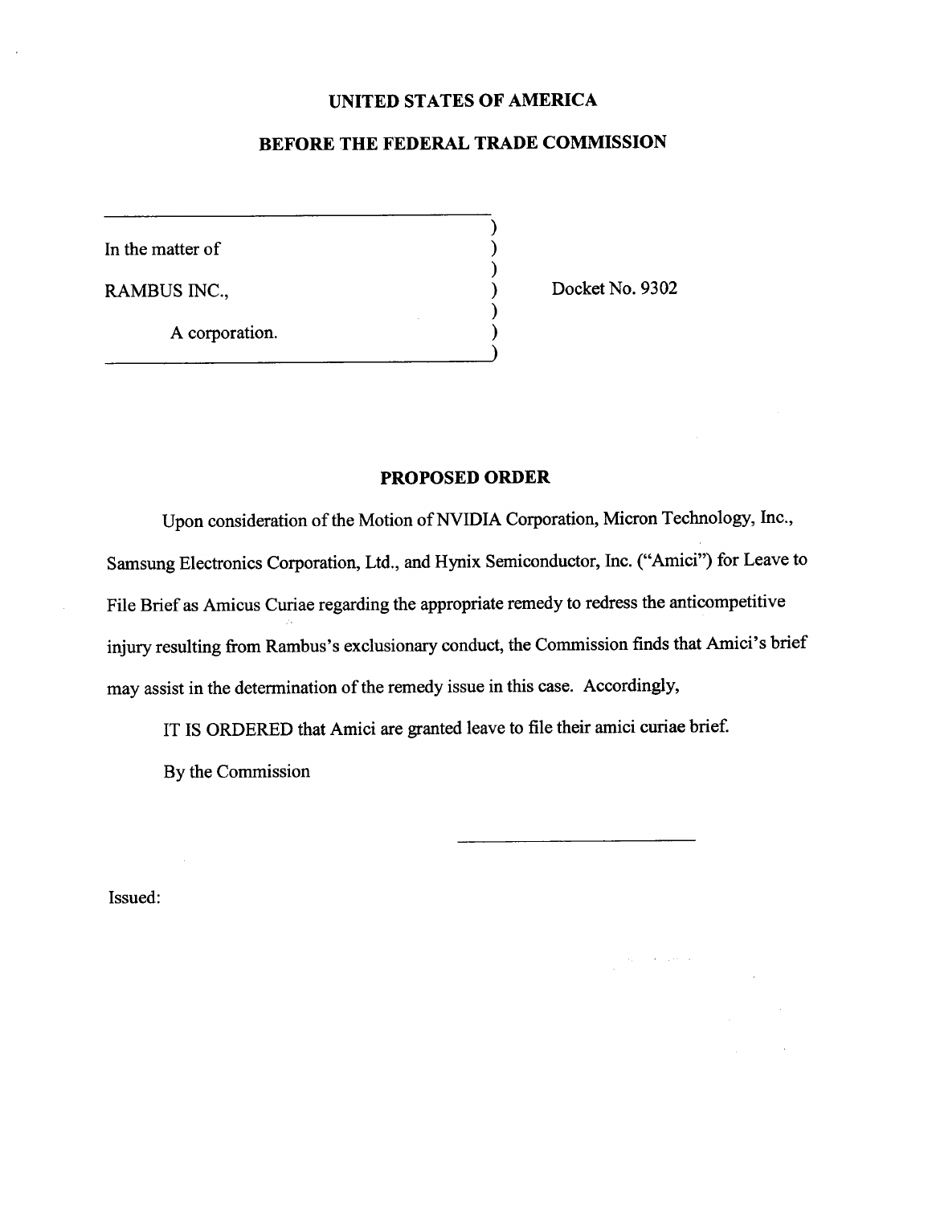# UNITED STATES OF AMERICA

## BEFORE THE FEDERAL TRADE COMMISSION

In the matter of

RAMBUS INC.,

A corporation.

Docket No. 9302

## PROPOSED ORDER

Upon consideration of the Motion of NVIDIA Corporation, Micron Technology, Inc., Samsung Electronics Corporation, Ltd., and Hynix Semiconductor, Inc. ("Amici") for Leave to File Brief as Amicus Curiae regarding the appropriate remedy to redress the anticompetitive injury resulting from Rambus's exclusionary conduct, the Commission finds that Amici's brief may assist in the determination of the remedy issue in this case. Accordingly,

IT IS ORDERED that Amici are granted leave to file their amici curiae brief.

By the Commission

\_\_\_\_\_\_\_\_\_\_\_\_\_\_\_\_\_\_\_\_\_\_\_\_\_\_

Issued: